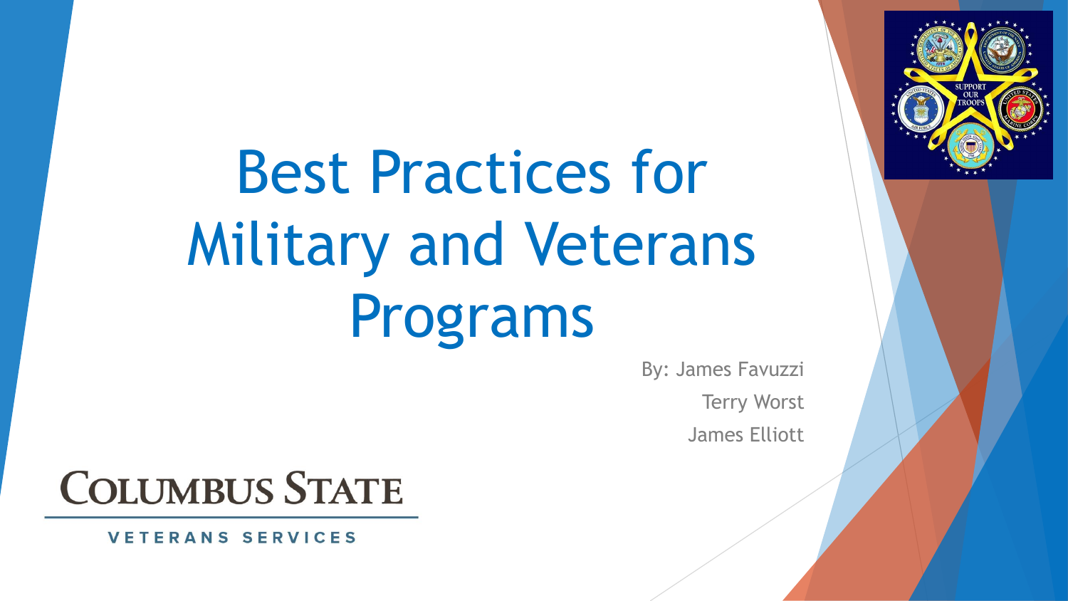# Best Practices for Military and Veterans Programs

By: James Favuzzi

Terry Worst

James Elliott

COLUMBUS STATE

VETERANS SERVICES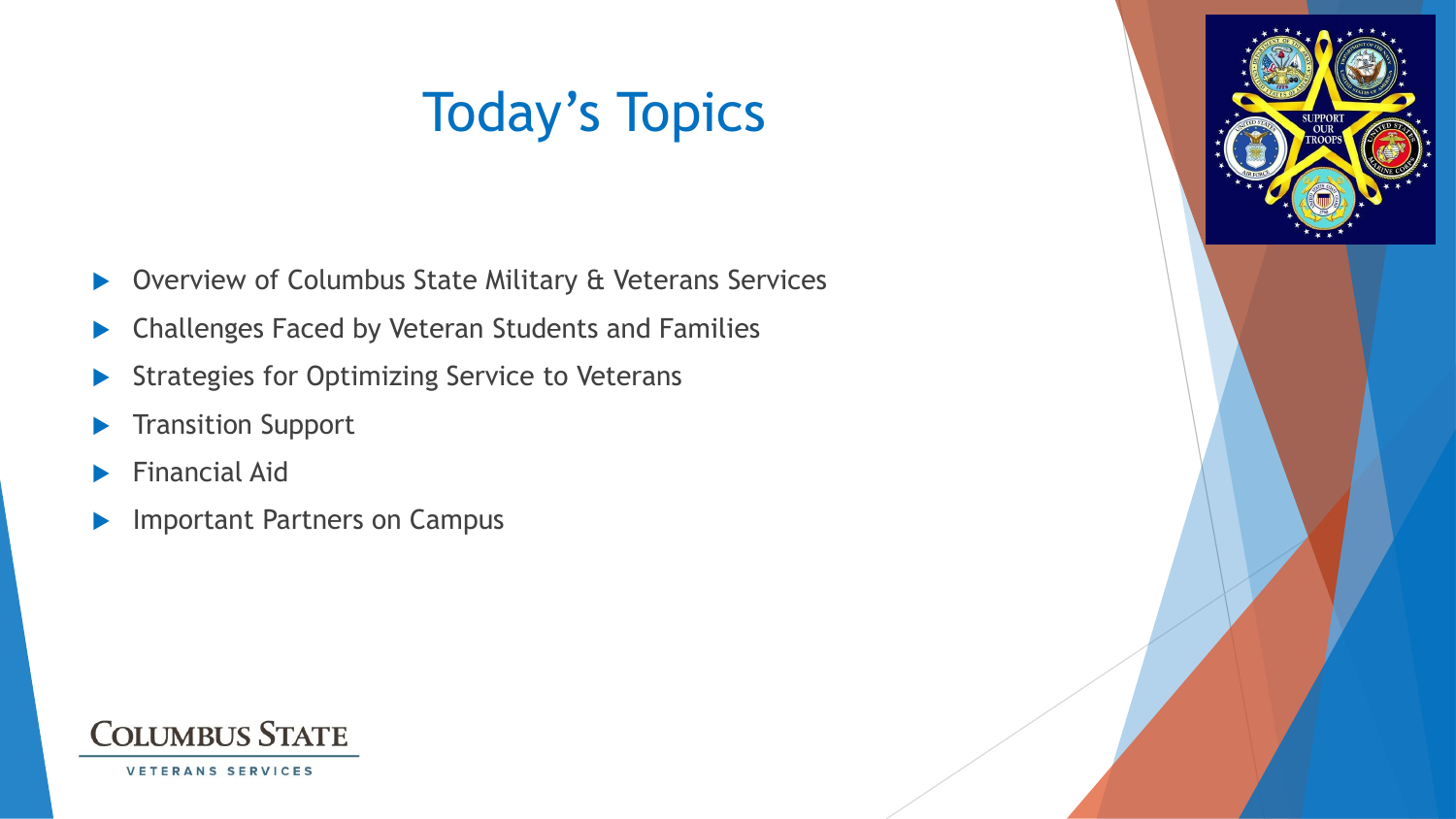# Today's Topics

- Overview of Columbus State Military & Veterans Services
- Challenges Faced by Veteran Students and Families
- Strategies for Optimizing Service to Veterans
- Transition Support
- Financial Aid
- Important Partners on Campus

COLUMBUS STATE
VETERANS SERVICES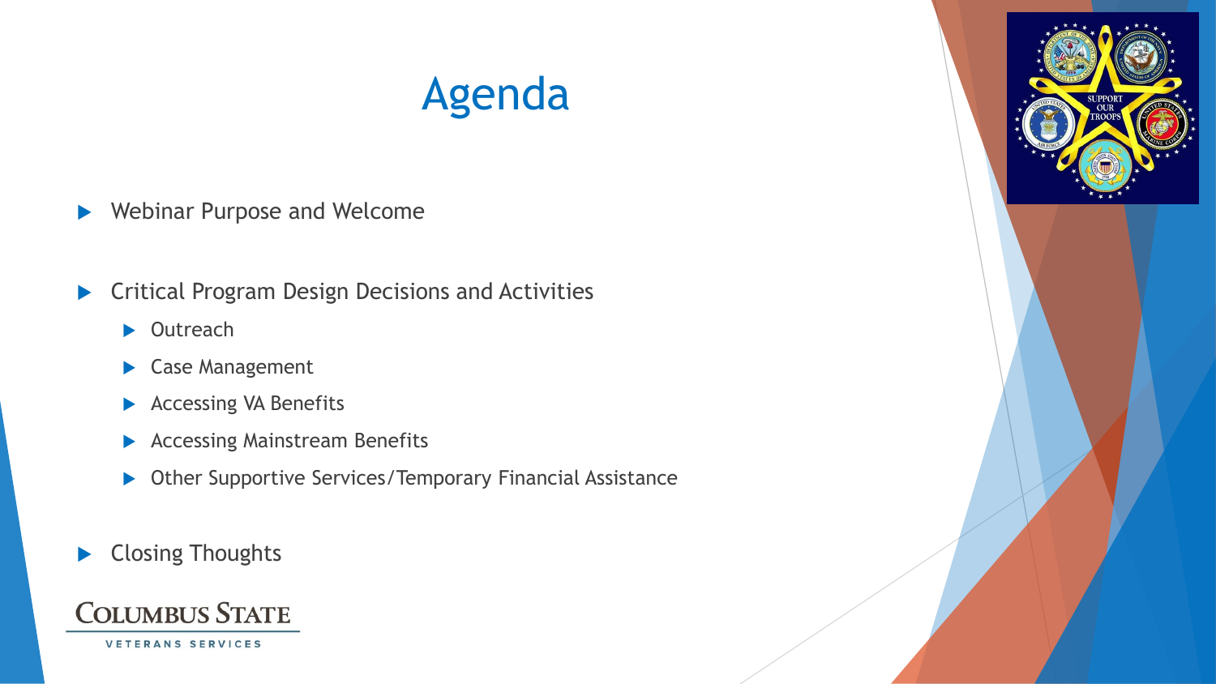# Agenda

- Webinar Purpose and Welcome
- Critical Program Design Decisions and Activities
  - Outreach
  - Case Management
  - Accessing VA Benefits
  - Accessing Mainstream Benefits
  - Other Supportive Services/Temporary Financial Assistance
- Closing Thoughts

COLUMBUS STATE
VETERANS SERVICES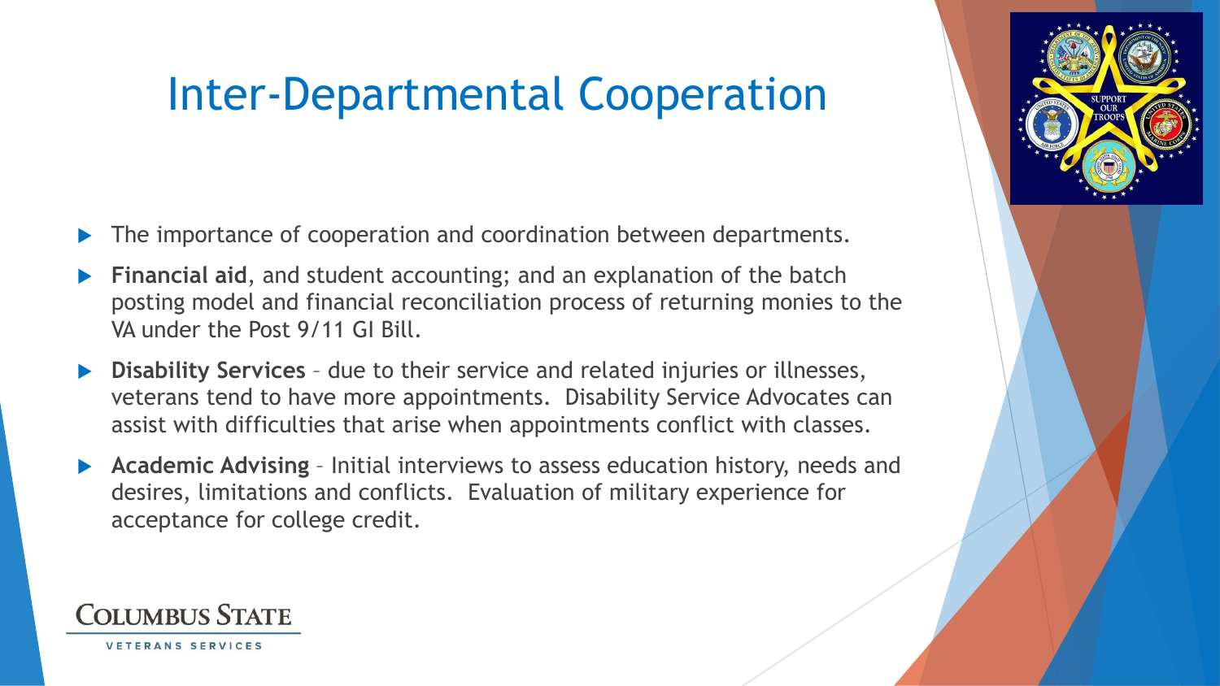# Inter-Departmental Cooperation

- The importance of cooperation and coordination between departments.
- **Financial aid**, and student accounting; and an explanation of the batch posting model and financial reconciliation process of returning monies to the VA under the Post 9/11 GI Bill.
- **Disability Services** – due to their service and related injuries or illnesses, veterans tend to have more appointments. Disability Service Advocates can assist with difficulties that arise when appointments conflict with classes.
- **Academic Advising** – Initial interviews to assess education history, needs and desires, limitations and conflicts. Evaluation of military experience for acceptance for college credit.

COLUMBUS STATE
VETERANS SERVICES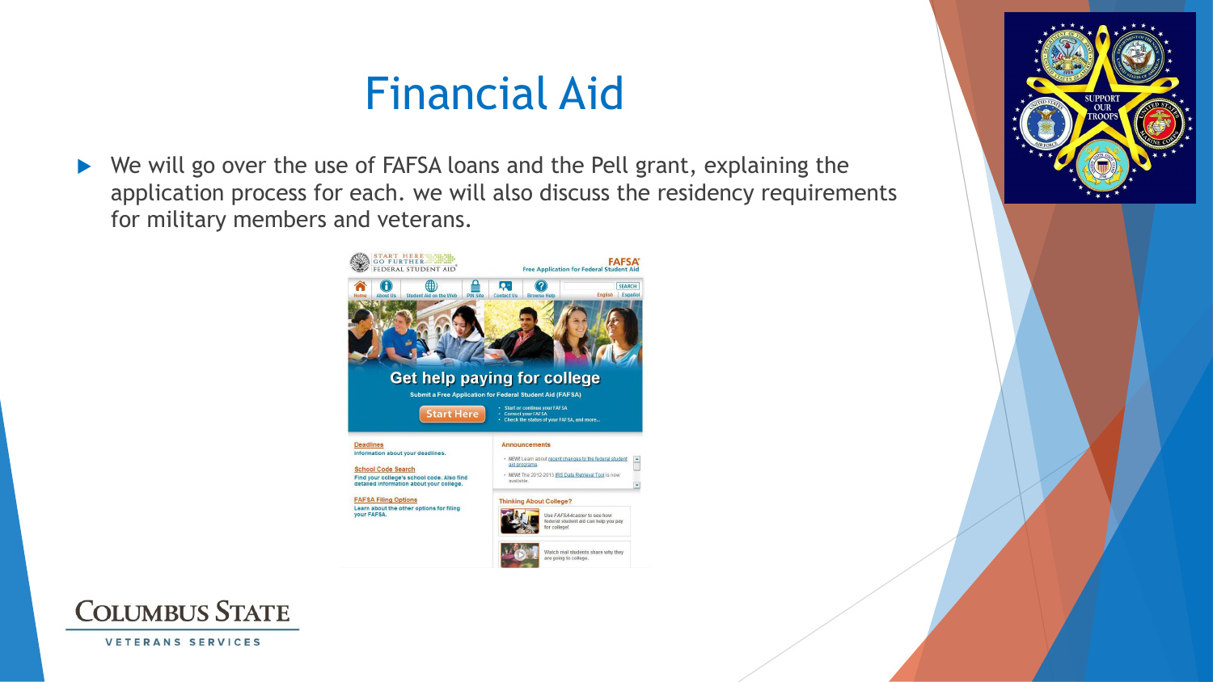# Financial Aid

- We will go over the use of FAFSA loans and the Pell grant, explaining the application process for each. we will also discuss the residency requirements for military members and veterans.

COLUMBUS STATE

VETERANS SERVICES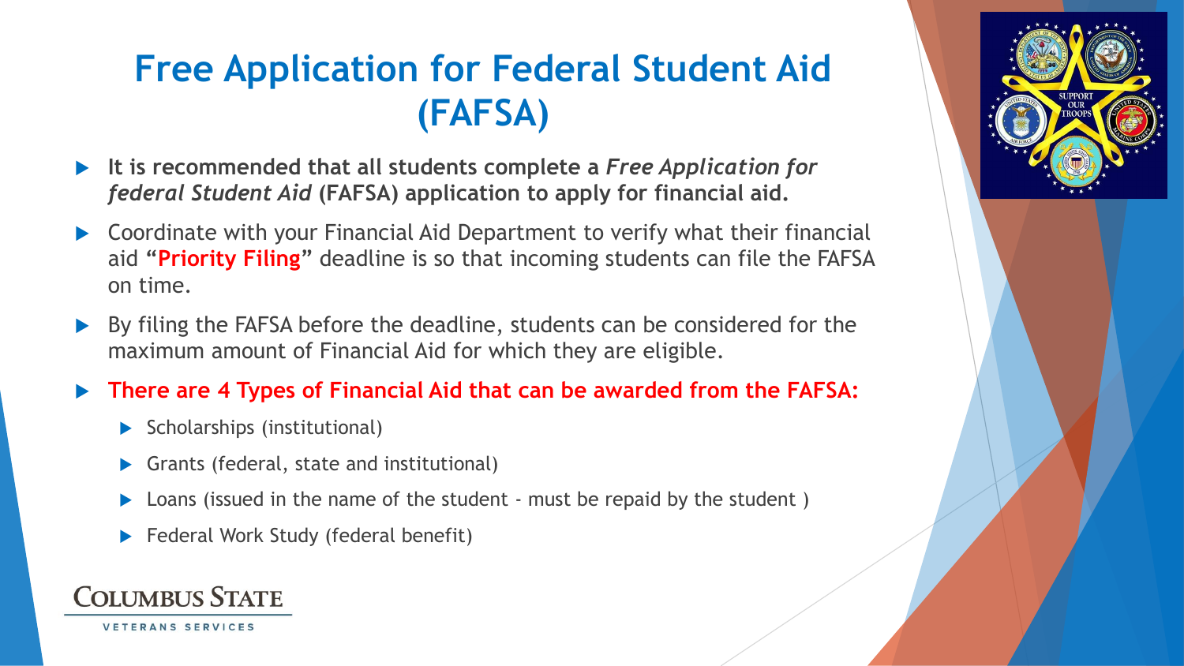# Free Application for Federal Student Aid (FAFSA)

- **It is recommended that all students complete a *Free Application for federal Student Aid* (FAFSA) application to apply for financial aid.**
- Coordinate with your Financial Aid Department to verify what their financial aid "**Priority Filing**" deadline is so that incoming students can file the FAFSA on time.
- By filing the FAFSA before the deadline, students can be considered for the maximum amount of Financial Aid for which they are eligible.
- **There are 4 Types of Financial Aid that can be awarded from the FAFSA:**
  - Scholarships (institutional)
  - Grants (federal, state and institutional)
  - Loans (issued in the name of the student - must be repaid by the student )
  - Federal Work Study (federal benefit)

COLUMBUS STATE
VETERANS SERVICES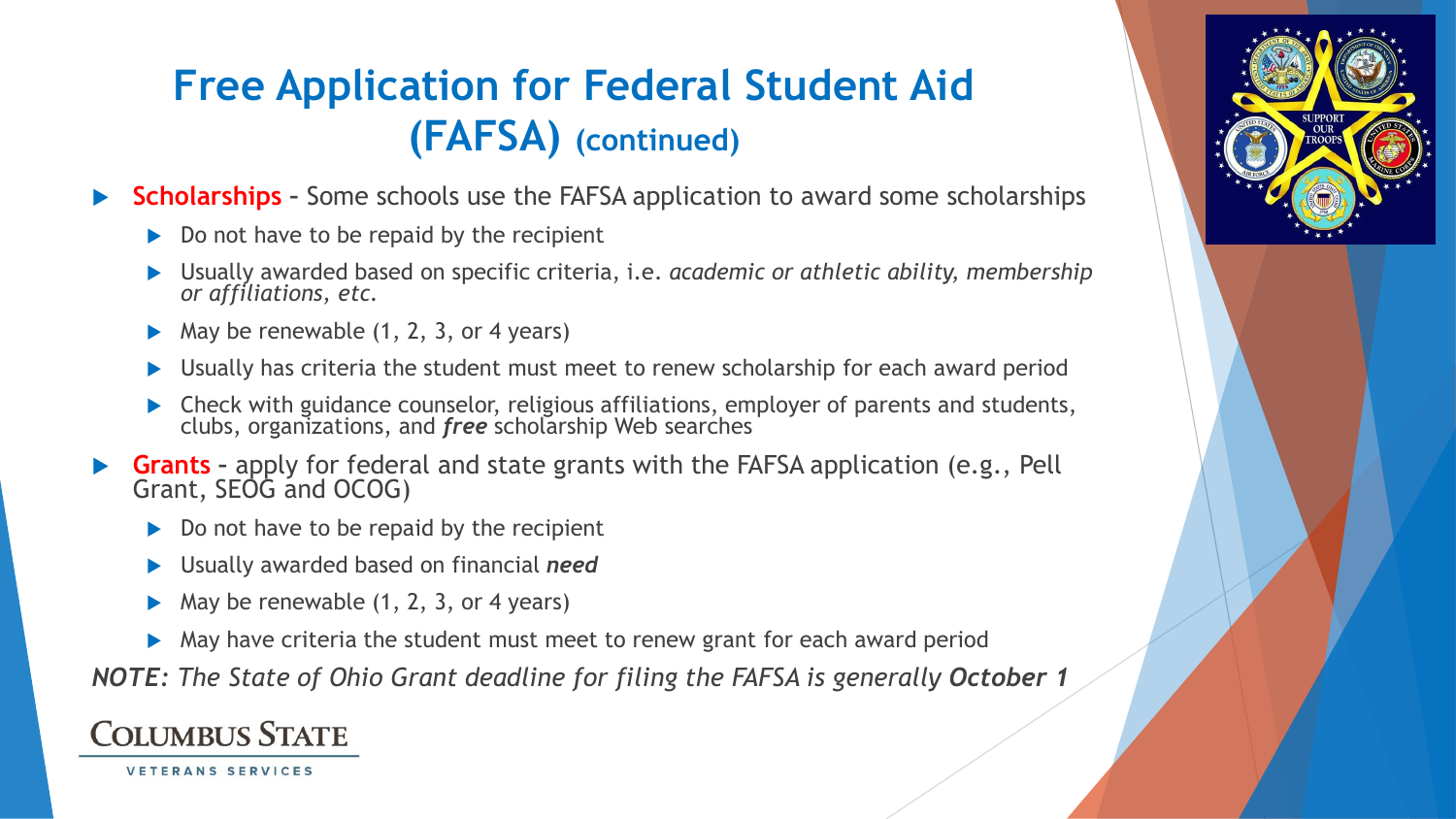# Free Application for Federal Student Aid (FAFSA) (continued)

- **Scholarships** – Some schools use the FAFSA application to award some scholarships
  - Do not have to be repaid by the recipient
  - Usually awarded based on specific criteria, i.e. *academic or athletic ability, membership or affiliations, etc.*
  - May be renewable (1, 2, 3, or 4 years)
  - Usually has criteria the student must meet to renew scholarship for each award period
  - Check with guidance counselor, religious affiliations, employer of parents and students, clubs, organizations, and ***free*** scholarship Web searches
- **Grants** – apply for federal and state grants with the FAFSA application (e.g., Pell Grant, SEOG and OCOG)
  - Do not have to be repaid by the recipient
  - Usually awarded based on financial ***need***
  - May be renewable (1, 2, 3, or 4 years)
  - May have criteria the student must meet to renew grant for each award period

***NOTE:*** *The State of Ohio Grant deadline for filing the FAFSA is generally* ***October 1***

COLUMBUS STATE
VETERANS SERVICES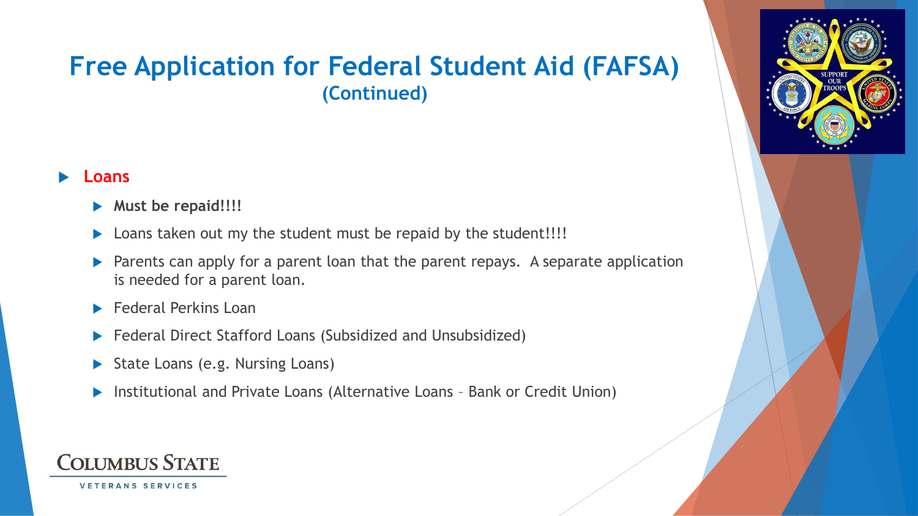# Free Application for Federal Student Aid (FAFSA)

## (Continued)

- **Loans**
  - **Must be repaid!!!!**
  - Loans taken out my the student must be repaid by the student!!!!
  - Parents can apply for a parent loan that the parent repays. A separate application is needed for a parent loan.
  - Federal Perkins Loan
  - Federal Direct Stafford Loans (Subsidized and Unsubsidized)
  - State Loans (e.g. Nursing Loans)
  - Institutional and Private Loans (Alternative Loans – Bank or Credit Union)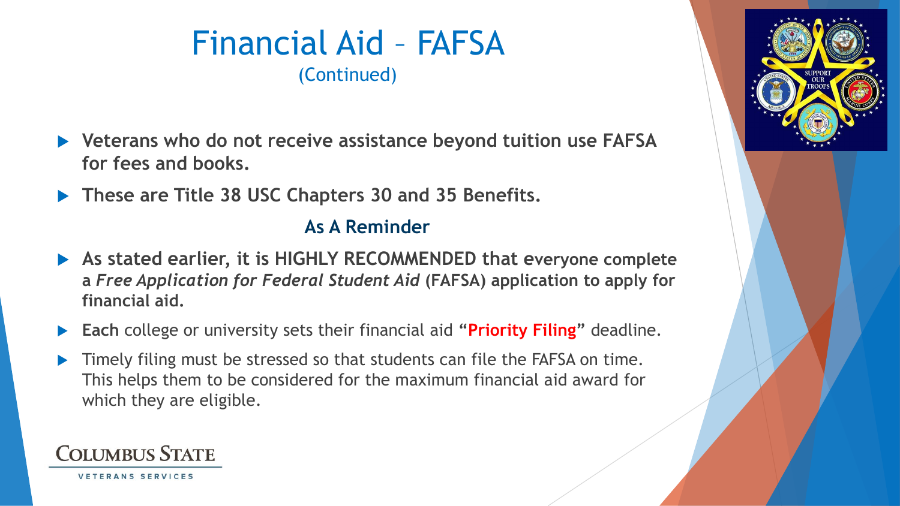# Financial Aid – FAFSA
(Continued)

- **Veterans who do not receive assistance beyond tuition use FAFSA for fees and books.**
- **These are Title 38 USC Chapters 30 and 35 Benefits.**

**As A Reminder**

- **As stated earlier, it is HIGHLY RECOMMENDED that everyone complete a *Free Application for Federal Student Aid* (FAFSA) application to apply for financial aid.**
- **Each** college or university sets their financial aid **"Priority Filing"** deadline.
- Timely filing must be stressed so that students can file the FAFSA on time. This helps them to be considered for the maximum financial aid award for which they are eligible.

COLUMBUS STATE
VETERANS SERVICES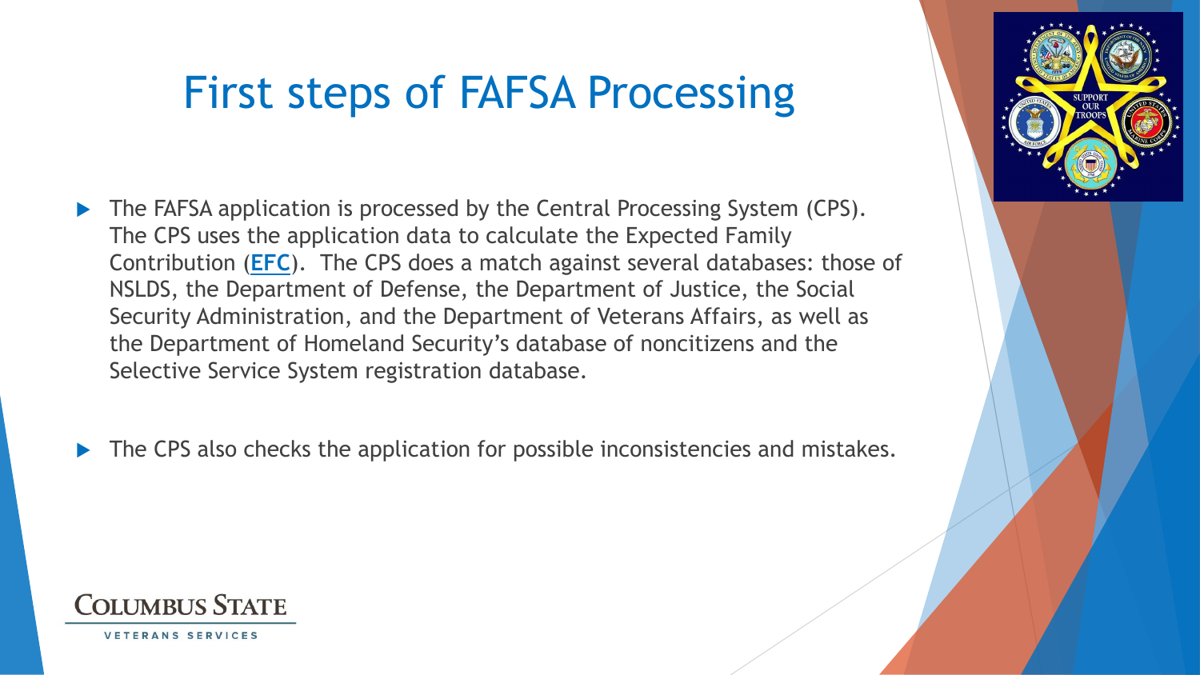# First steps of FAFSA Processing

- The FAFSA application is processed by the Central Processing System (CPS). The CPS uses the application data to calculate the Expected Family Contribution (**EFC**). The CPS does a match against several databases: those of NSLDS, the Department of Defense, the Department of Justice, the Social Security Administration, and the Department of Veterans Affairs, as well as the Department of Homeland Security's database of noncitizens and the Selective Service System registration database.

- The CPS also checks the application for possible inconsistencies and mistakes.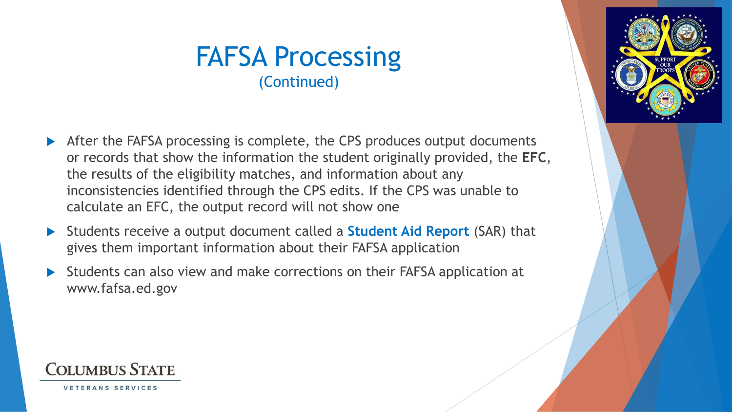# FAFSA Processing
(Continued)

- After the FAFSA processing is complete, the CPS produces output documents or records that show the information the student originally provided, the **EFC**, the results of the eligibility matches, and information about any inconsistencies identified through the CPS edits. If the CPS was unable to calculate an EFC, the output record will not show one
- Students receive a output document called a **Student Aid Report** (SAR) that gives them important information about their FAFSA application
- Students can also view and make corrections on their FAFSA application at www.fafsa.ed.gov

COLUMBUS STATE
VETERANS SERVICES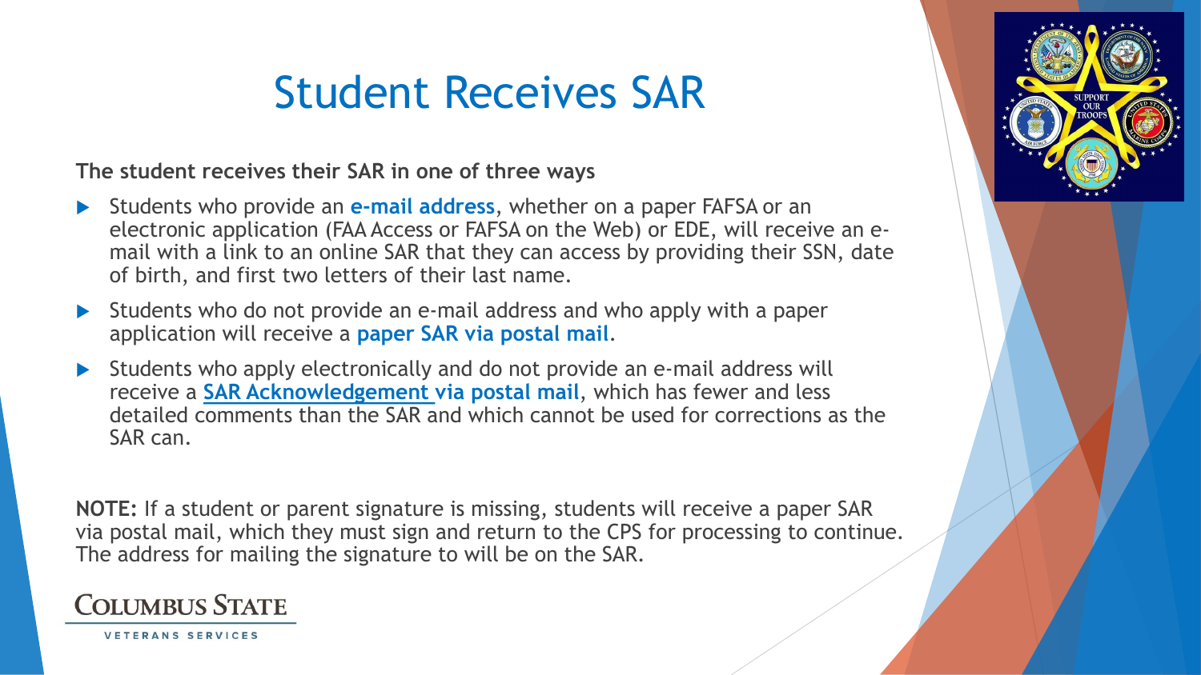# Student Receives SAR

**The student receives their SAR in one of three ways**

- Students who provide an **e-mail address**, whether on a paper FAFSA or an electronic application (FAA Access or FAFSA on the Web) or EDE, will receive an e-mail with a link to an online SAR that they can access by providing their SSN, date of birth, and first two letters of their last name.
- Students who do not provide an e-mail address and who apply with a paper application will receive a **paper SAR via postal mail**.
- Students who apply electronically and do not provide an e-mail address will receive a **SAR Acknowledgement via postal mail**, which has fewer and less detailed comments than the SAR and which cannot be used for corrections as the SAR can.

**NOTE:** If a student or parent signature is missing, students will receive a paper SAR via postal mail, which they must sign and return to the CPS for processing to continue. The address for mailing the signature to will be on the SAR.

COLUMBUS STATE

VETERANS SERVICES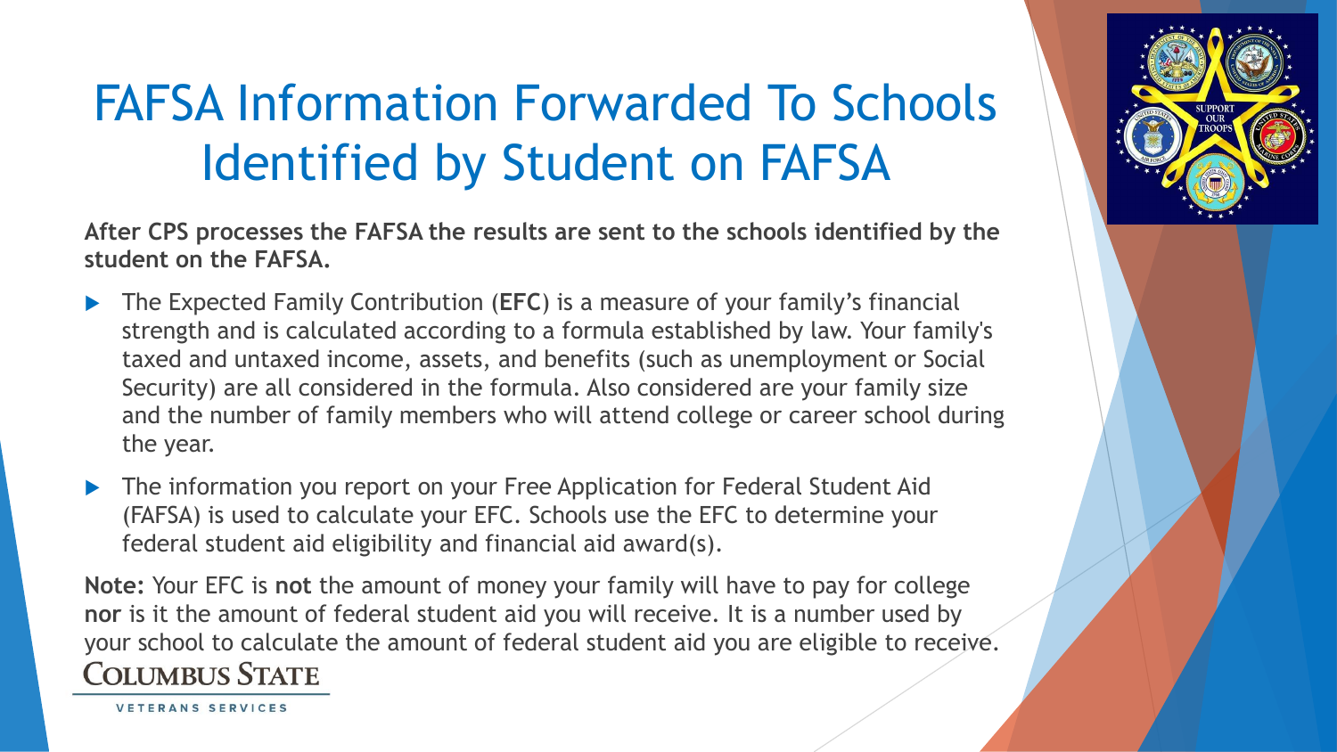# FAFSA Information Forwarded To Schools Identified by Student on FAFSA

**After CPS processes the FAFSA the results are sent to the schools identified by the student on the FAFSA.**

- The Expected Family Contribution (**EFC**) is a measure of your family's financial strength and is calculated according to a formula established by law. Your family's taxed and untaxed income, assets, and benefits (such as unemployment or Social Security) are all considered in the formula. Also considered are your family size and the number of family members who will attend college or career school during the year.
- The information you report on your Free Application for Federal Student Aid (FAFSA) is used to calculate your EFC. Schools use the EFC to determine your federal student aid eligibility and financial aid award(s).

**Note:** Your EFC is **not** the amount of money your family will have to pay for college **nor** is it the amount of federal student aid you will receive. It is a number used by your school to calculate the amount of federal student aid you are eligible to receive.

COLUMBUS STATE

VETERANS SERVICES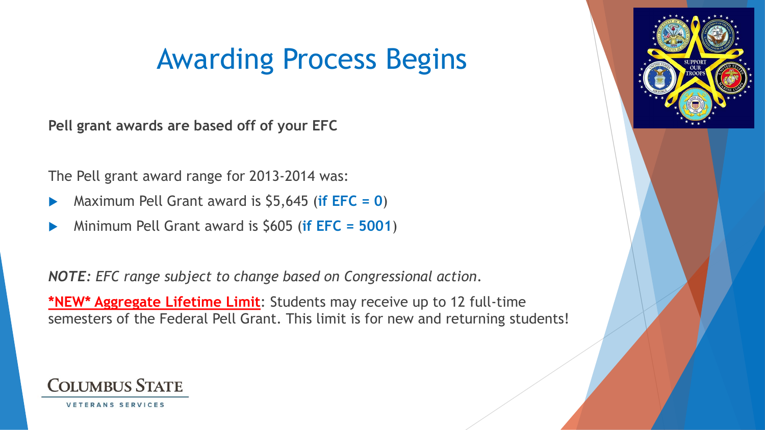# Awarding Process Begins

**Pell grant awards are based off of your EFC**

The Pell grant award range for 2013-2014 was:

- Maximum Pell Grant award is $5,645 (**if EFC = 0**)
- Minimum Pell Grant award is $605 (**if EFC = 5001**)

***NOTE****: EFC range subject to change based on Congressional action.*

**\*NEW\* Aggregate Lifetime Limit**: Students may receive up to 12 full-time semesters of the Federal Pell Grant. This limit is for new and returning students!

COLUMBUS STATE

VETERANS SERVICES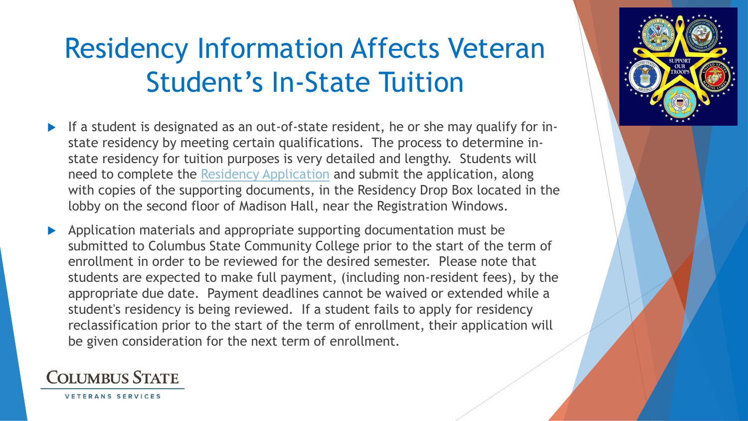# Residency Information Affects Veteran Student's In-State Tuition

- If a student is designated as an out-of-state resident, he or she may qualify for in-state residency by meeting certain qualifications. The process to determine in-state residency for tuition purposes is very detailed and lengthy. Students will need to complete the Residency Application and submit the application, along with copies of the supporting documents, in the Residency Drop Box located in the lobby on the second floor of Madison Hall, near the Registration Windows.
- Application materials and appropriate supporting documentation must be submitted to Columbus State Community College prior to the start of the term of enrollment in order to be reviewed for the desired semester. Please note that students are expected to make full payment, (including non-resident fees), by the appropriate due date. Payment deadlines cannot be waived or extended while a student's residency is being reviewed. If a student fails to apply for residency reclassification prior to the start of the term of enrollment, their application will be given consideration for the next term of enrollment.

Columbus State

Veterans Services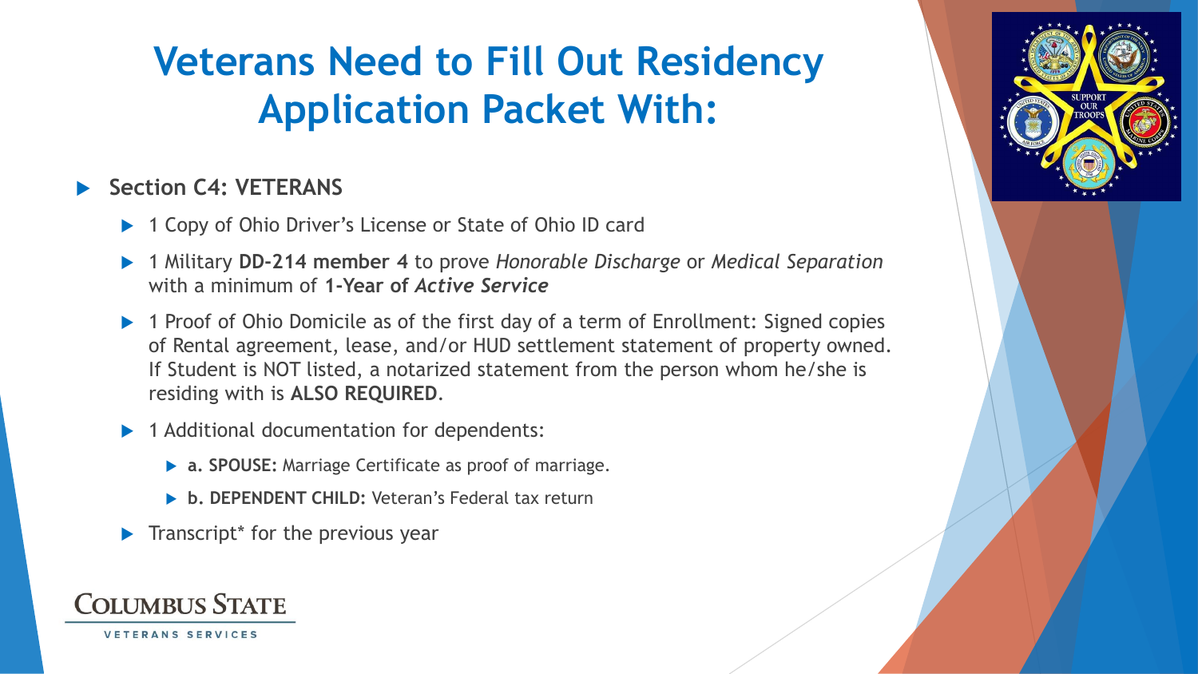# Veterans Need to Fill Out Residency Application Packet With:

- **Section C4: VETERANS**
  - 1 Copy of Ohio Driver's License or State of Ohio ID card
  - 1 Military **DD-214 member 4** to prove *Honorable Discharge* or *Medical Separation* with a minimum of **1-Year of *Active Service***
  - 1 Proof of Ohio Domicile as of the first day of a term of Enrollment: Signed copies of Rental agreement, lease, and/or HUD settlement statement of property owned. If Student is NOT listed, a notarized statement from the person whom he/she is residing with is **ALSO REQUIRED**.
  - 1 Additional documentation for dependents:
    - **a. SPOUSE:** Marriage Certificate as proof of marriage.
    - **b. DEPENDENT CHILD:** Veteran's Federal tax return
  - Transcript* for the previous year

COLUMBUS STATE
VETERANS SERVICES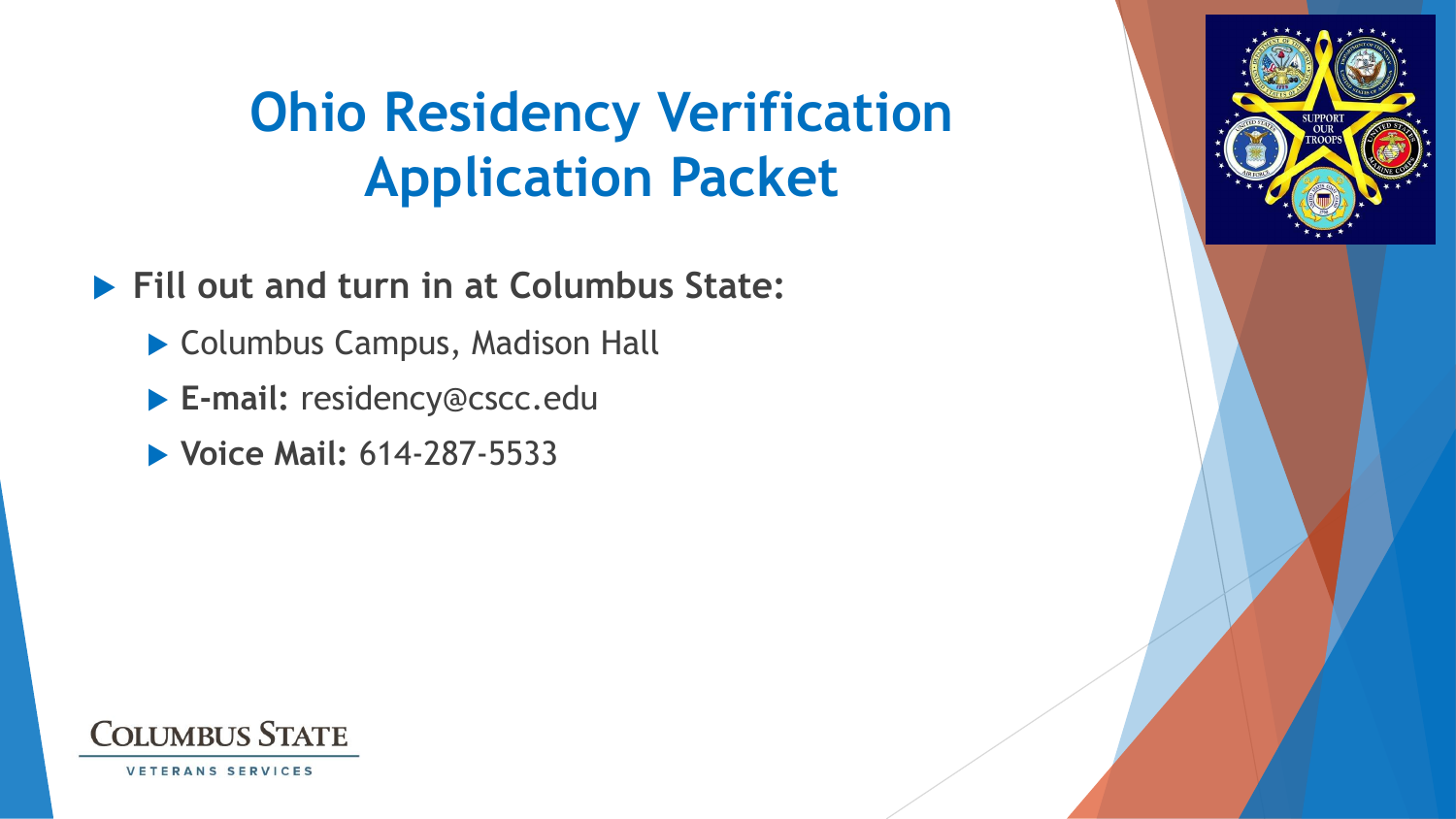# Ohio Residency Verification Application Packet

- **Fill out and turn in at Columbus State:**
  - Columbus Campus, Madison Hall
  - **E-mail:** residency@cscc.edu
  - **Voice Mail:** 614-287-5533

COLUMBUS STATE
VETERANS SERVICES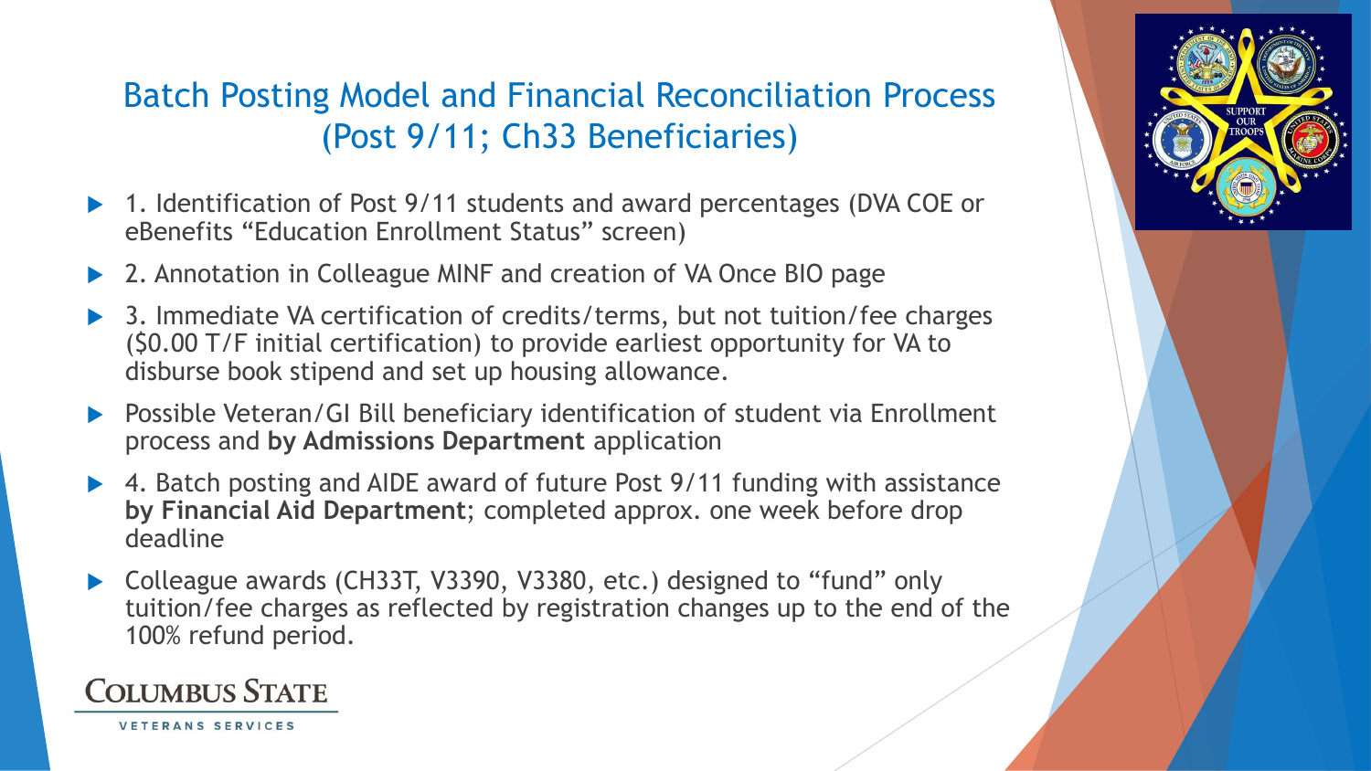# Batch Posting Model and Financial Reconciliation Process (Post 9/11; Ch33 Beneficiaries)

- 1. Identification of Post 9/11 students and award percentages (DVA COE or eBenefits "Education Enrollment Status" screen)
- 2. Annotation in Colleague MINF and creation of VA Once BIO page
- 3. Immediate VA certification of credits/terms, but not tuition/fee charges ($0.00 T/F initial certification) to provide earliest opportunity for VA to disburse book stipend and set up housing allowance.
- Possible Veteran/GI Bill beneficiary identification of student via Enrollment process and **by Admissions Department** application
- 4. Batch posting and AIDE award of future Post 9/11 funding with assistance **by Financial Aid Department**; completed approx. one week before drop deadline
- Colleague awards (CH33T, V3390, V3380, etc.) designed to "fund" only tuition/fee charges as reflected by registration changes up to the end of the 100% refund period.

COLUMBUS STATE

VETERANS SERVICES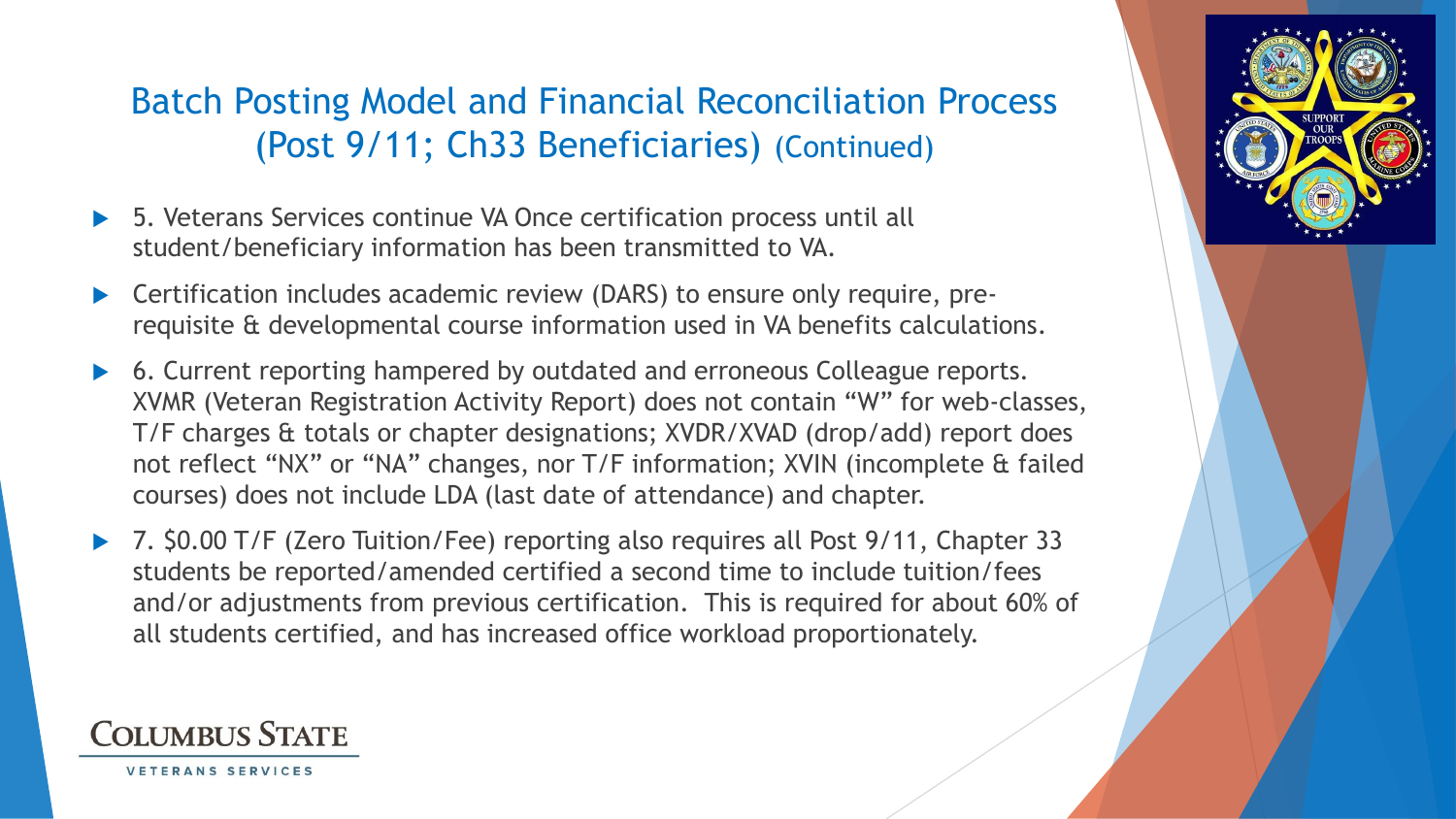# Batch Posting Model and Financial Reconciliation Process (Post 9/11; Ch33 Beneficiaries) (Continued)

- 5. Veterans Services continue VA Once certification process until all student/beneficiary information has been transmitted to VA.
- Certification includes academic review (DARS) to ensure only require, pre-requisite & developmental course information used in VA benefits calculations.
- 6. Current reporting hampered by outdated and erroneous Colleague reports. XVMR (Veteran Registration Activity Report) does not contain "W" for web-classes, T/F charges & totals or chapter designations; XVDR/XVAD (drop/add) report does not reflect "NX" or "NA" changes, nor T/F information; XVIN (incomplete & failed courses) does not include LDA (last date of attendance) and chapter.
- 7. $0.00 T/F (Zero Tuition/Fee) reporting also requires all Post 9/11, Chapter 33 students be reported/amended certified a second time to include tuition/fees and/or adjustments from previous certification. This is required for about 60% of all students certified, and has increased office workload proportionately.

COLUMBUS STATE

VETERANS SERVICES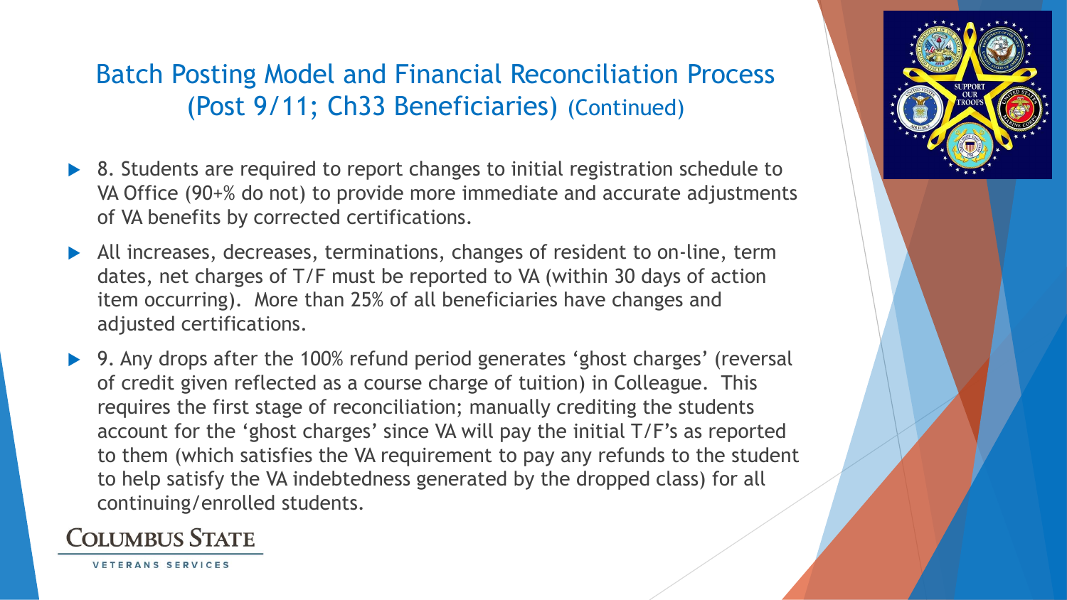## Batch Posting Model and Financial Reconciliation Process (Post 9/11; Ch33 Beneficiaries) (Continued)

- 8. Students are required to report changes to initial registration schedule to VA Office (90+% do not) to provide more immediate and accurate adjustments of VA benefits by corrected certifications.
- All increases, decreases, terminations, changes of resident to on-line, term dates, net charges of T/F must be reported to VA (within 30 days of action item occurring). More than 25% of all beneficiaries have changes and adjusted certifications.
- 9. Any drops after the 100% refund period generates 'ghost charges' (reversal of credit given reflected as a course charge of tuition) in Colleague. This requires the first stage of reconciliation; manually crediting the students account for the 'ghost charges' since VA will pay the initial T/F's as reported to them (which satisfies the VA requirement to pay any refunds to the student to help satisfy the VA indebtedness generated by the dropped class) for all continuing/enrolled students.

COLUMBUS STATE
VETERANS SERVICES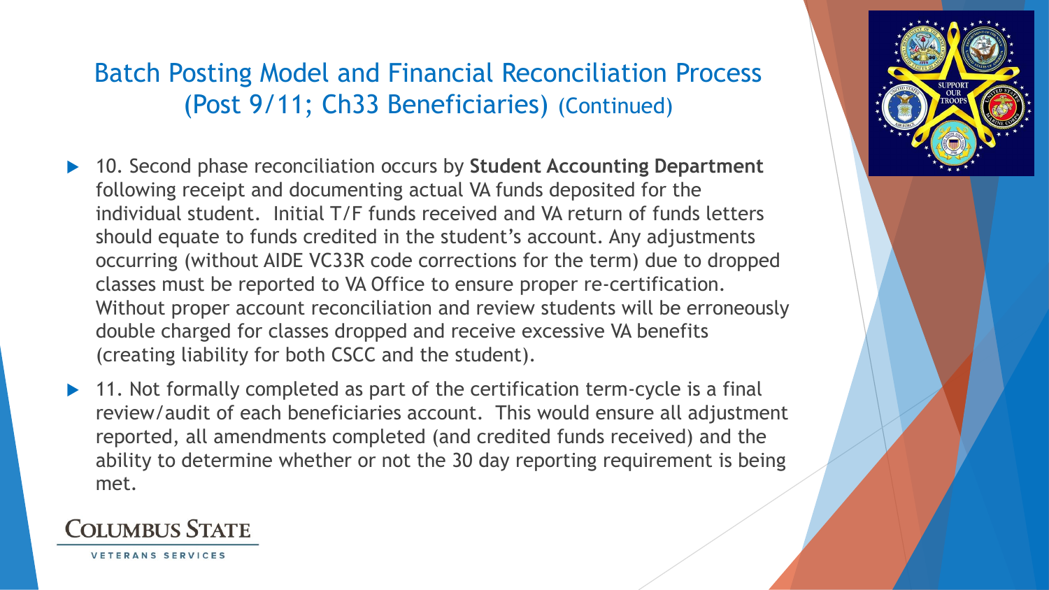# Batch Posting Model and Financial Reconciliation Process (Post 9/11; Ch33 Beneficiaries) (Continued)

- 10. Second phase reconciliation occurs by **Student Accounting Department** following receipt and documenting actual VA funds deposited for the individual student. Initial T/F funds received and VA return of funds letters should equate to funds credited in the student's account. Any adjustments occurring (without AIDE VC33R code corrections for the term) due to dropped classes must be reported to VA Office to ensure proper re-certification. Without proper account reconciliation and review students will be erroneously double charged for classes dropped and receive excessive VA benefits (creating liability for both CSCC and the student).
- 11. Not formally completed as part of the certification term-cycle is a final review/audit of each beneficiaries account. This would ensure all adjustment reported, all amendments completed (and credited funds received) and the ability to determine whether or not the 30 day reporting requirement is being met.

COLUMBUS STATE
VETERANS SERVICES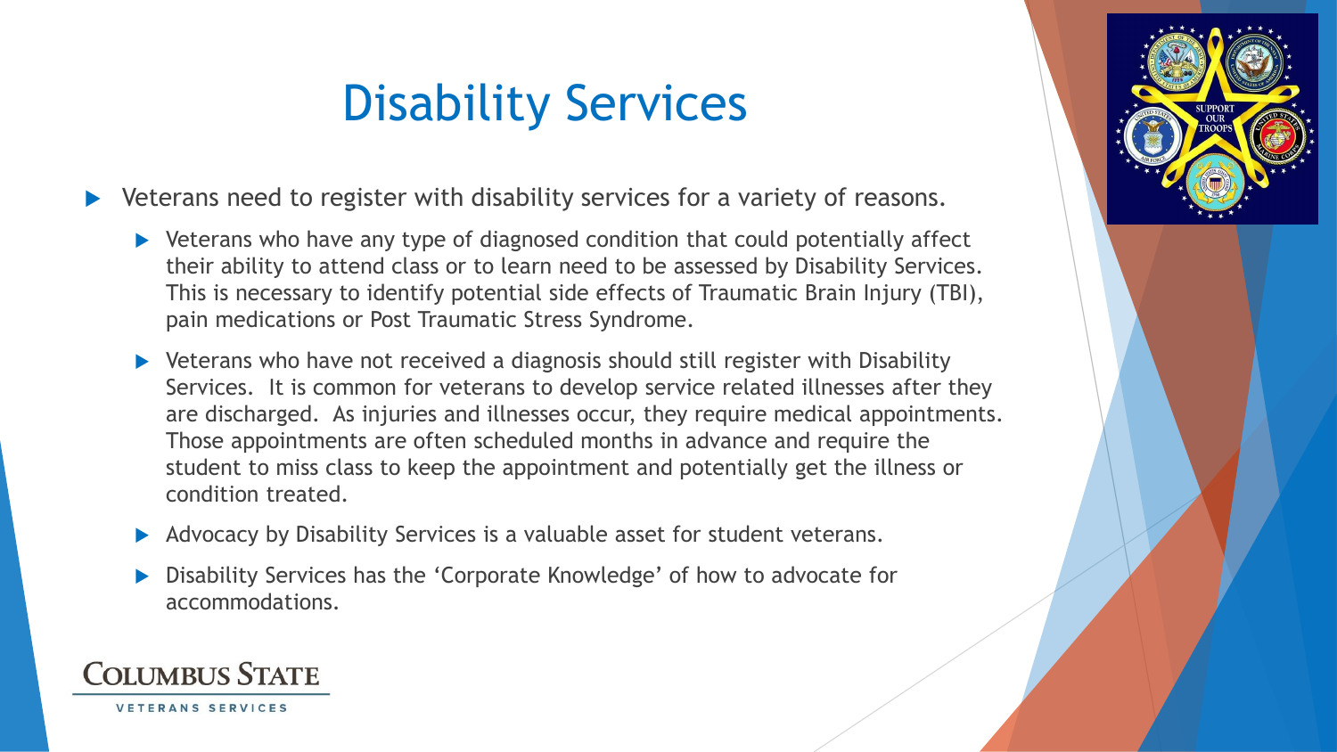# Disability Services

- Veterans need to register with disability services for a variety of reasons.
  - Veterans who have any type of diagnosed condition that could potentially affect their ability to attend class or to learn need to be assessed by Disability Services. This is necessary to identify potential side effects of Traumatic Brain Injury (TBI), pain medications or Post Traumatic Stress Syndrome.
  - Veterans who have not received a diagnosis should still register with Disability Services. It is common for veterans to develop service related illnesses after they are discharged. As injuries and illnesses occur, they require medical appointments. Those appointments are often scheduled months in advance and require the student to miss class to keep the appointment and potentially get the illness or condition treated.
  - Advocacy by Disability Services is a valuable asset for student veterans.
  - Disability Services has the 'Corporate Knowledge' of how to advocate for accommodations.

COLUMBUS STATE

VETERANS SERVICES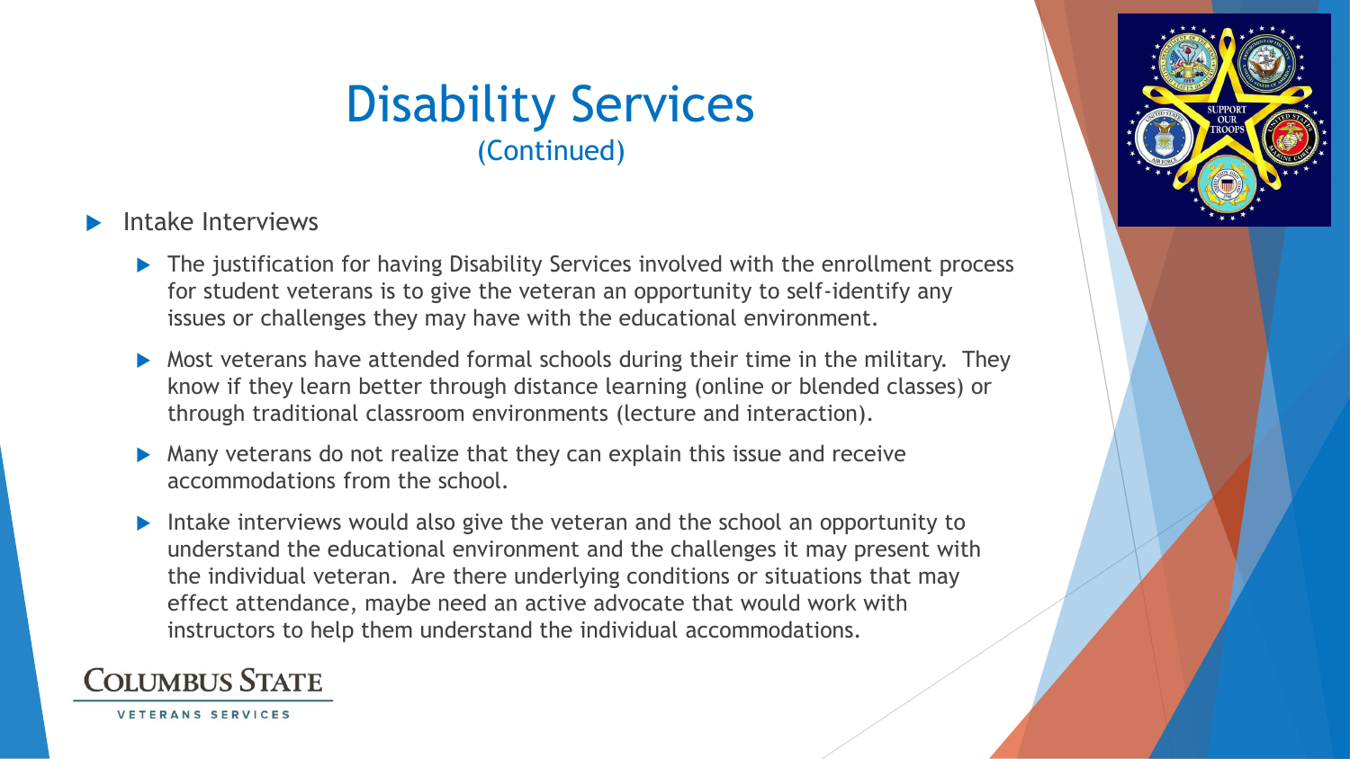# Disability Services
(Continued)

- Intake Interviews
  - The justification for having Disability Services involved with the enrollment process for student veterans is to give the veteran an opportunity to self-identify any issues or challenges they may have with the educational environment.
  - Most veterans have attended formal schools during their time in the military. They know if they learn better through distance learning (online or blended classes) or through traditional classroom environments (lecture and interaction).
  - Many veterans do not realize that they can explain this issue and receive accommodations from the school.
  - Intake interviews would also give the veteran and the school an opportunity to understand the educational environment and the challenges it may present with the individual veteran. Are there underlying conditions or situations that may effect attendance, maybe need an active advocate that would work with instructors to help them understand the individual accommodations.

COLUMBUS STATE
VETERANS SERVICES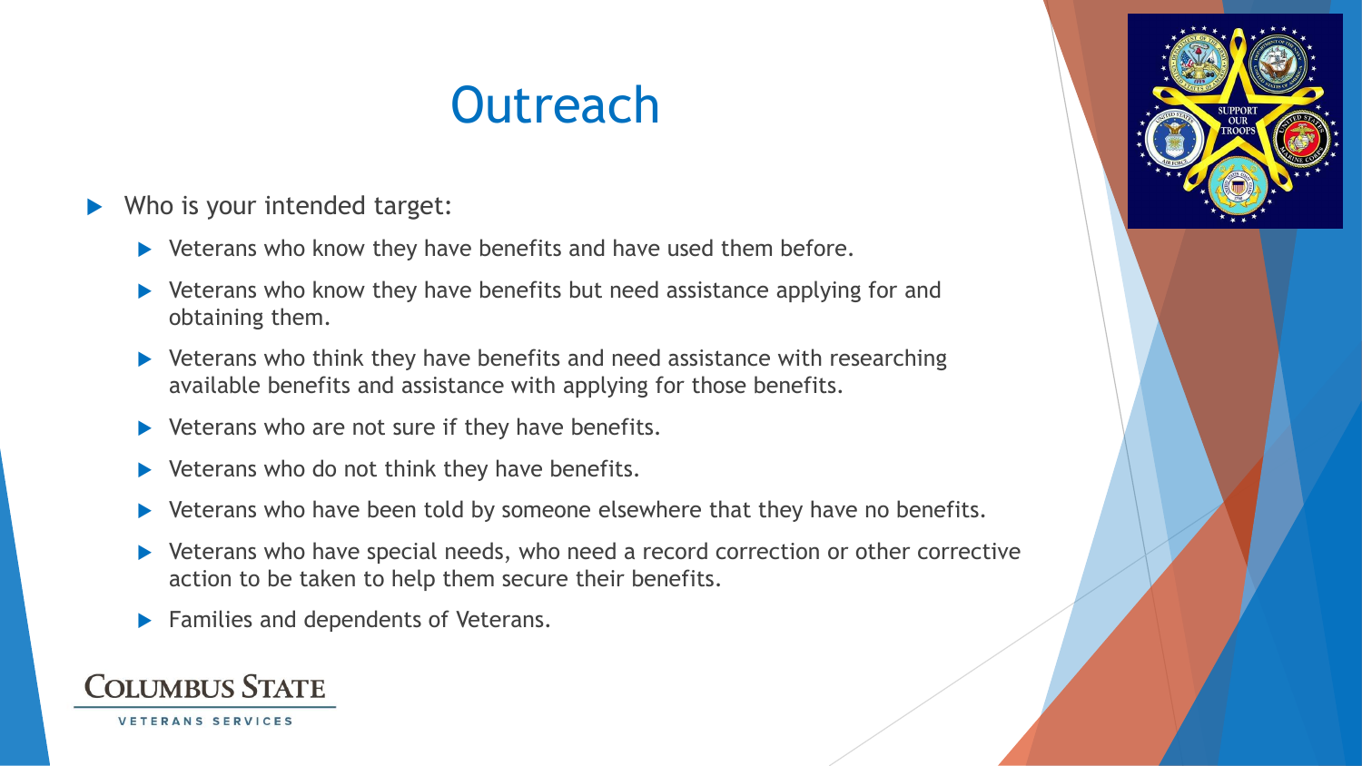# Outreach

- Who is your intended target:
  - Veterans who know they have benefits and have used them before.
  - Veterans who know they have benefits but need assistance applying for and obtaining them.
  - Veterans who think they have benefits and need assistance with researching available benefits and assistance with applying for those benefits.
  - Veterans who are not sure if they have benefits.
  - Veterans who do not think they have benefits.
  - Veterans who have been told by someone elsewhere that they have no benefits.
  - Veterans who have special needs, who need a record correction or other corrective action to be taken to help them secure their benefits.
  - Families and dependents of Veterans.

Columbus State

Veterans Services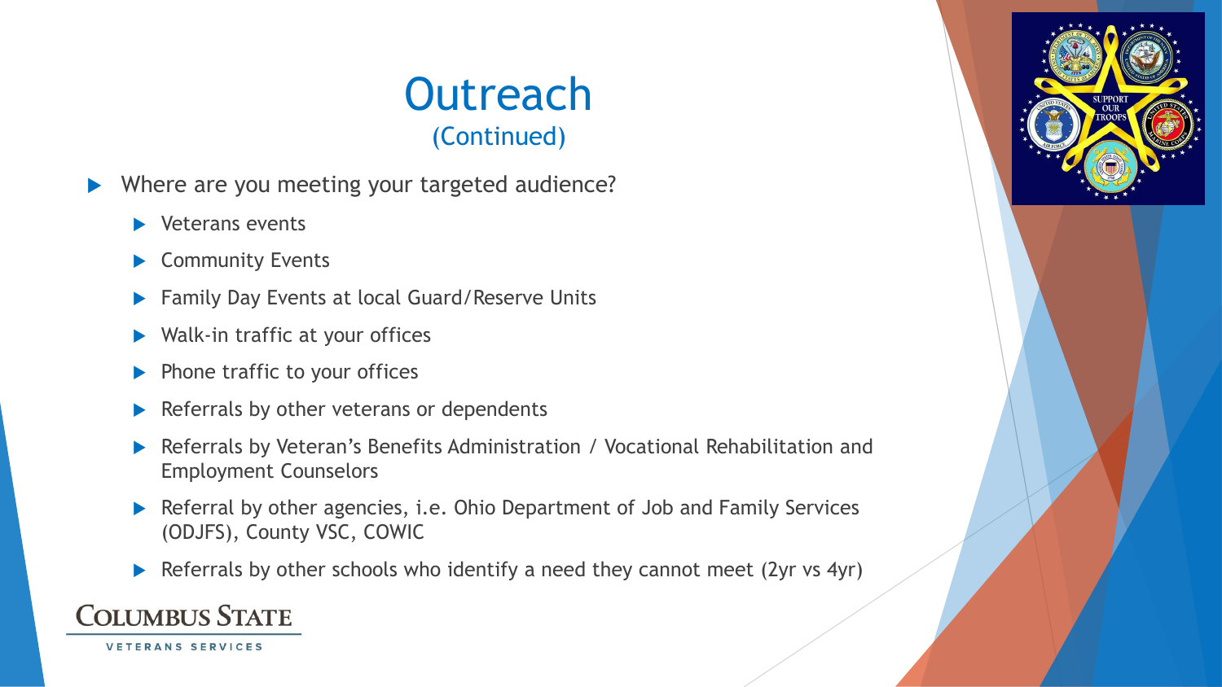# Outreach

(Continued)

- Where are you meeting your targeted audience?
  - Veterans events
  - Community Events
  - Family Day Events at local Guard/Reserve Units
  - Walk-in traffic at your offices
  - Phone traffic to your offices
  - Referrals by other veterans or dependents
  - Referrals by Veteran's Benefits Administration / Vocational Rehabilitation and Employment Counselors
  - Referral by other agencies, i.e. Ohio Department of Job and Family Services (ODJFS), County VSC, COWIC
  - Referrals by other schools who identify a need they cannot meet (2yr vs 4yr)

COLUMBUS STATE
VETERANS SERVICES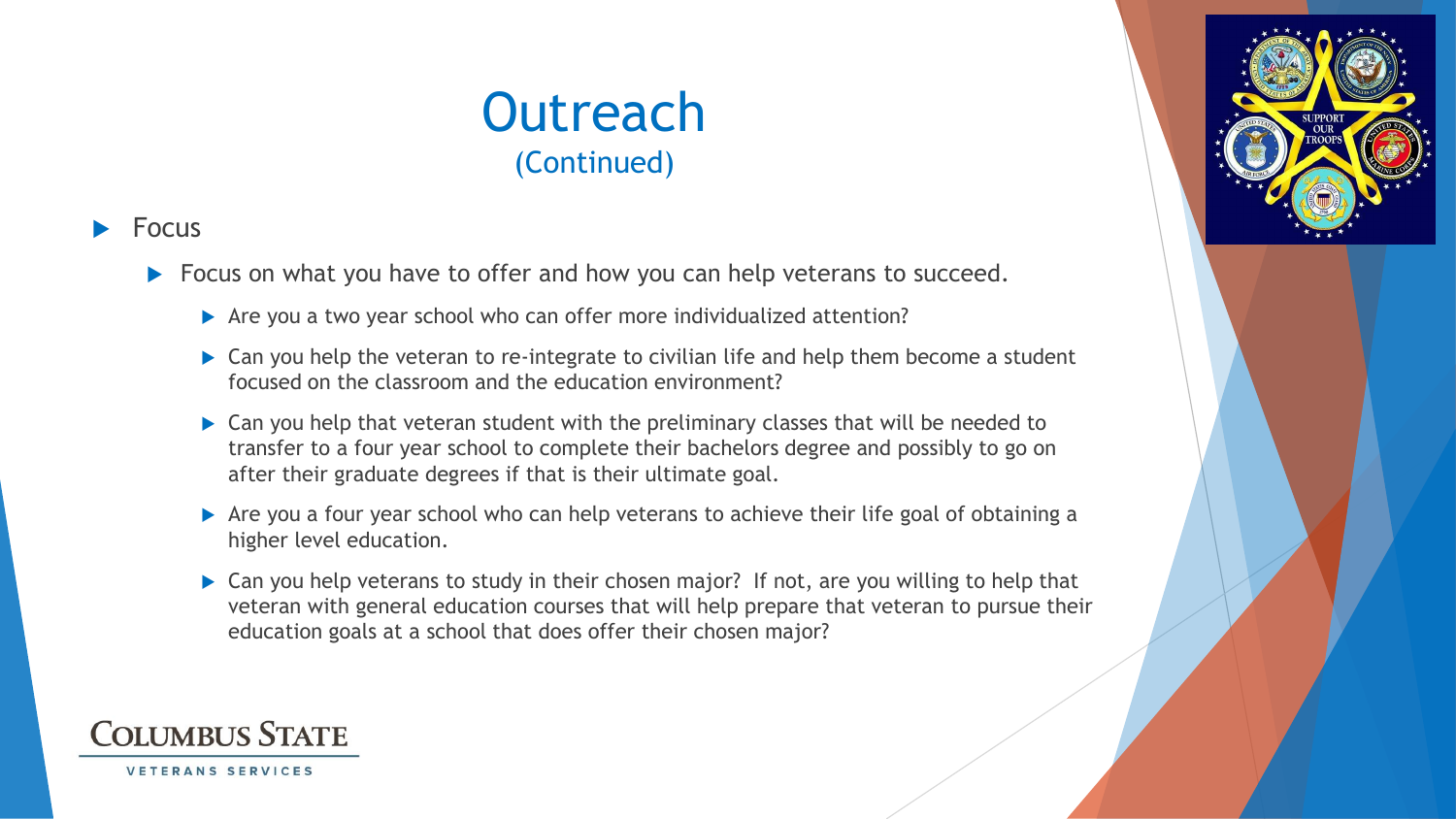# Outreach
## (Continued)

- Focus
  - Focus on what you have to offer and how you can help veterans to succeed.
    - Are you a two year school who can offer more individualized attention?
    - Can you help the veteran to re-integrate to civilian life and help them become a student focused on the classroom and the education environment?
    - Can you help that veteran student with the preliminary classes that will be needed to transfer to a four year school to complete their bachelors degree and possibly to go on after their graduate degrees if that is their ultimate goal.
    - Are you a four year school who can help veterans to achieve their life goal of obtaining a higher level education.
    - Can you help veterans to study in their chosen major? If not, are you willing to help that veteran with general education courses that will help prepare that veteran to pursue their education goals at a school that does offer their chosen major?

COLUMBUS STATE

VETERANS SERVICES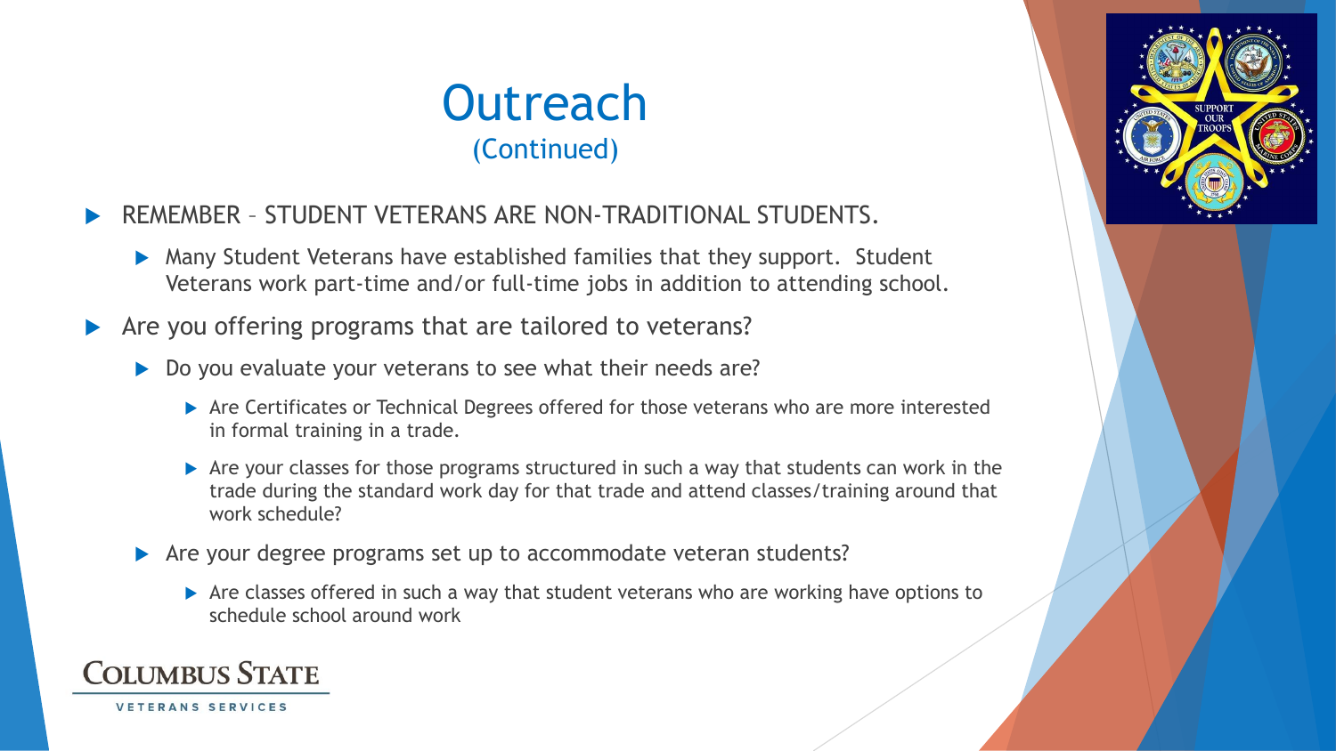# Outreach

(Continued)

- REMEMBER – STUDENT VETERANS ARE NON-TRADITIONAL STUDENTS.
  - Many Student Veterans have established families that they support. Student Veterans work part-time and/or full-time jobs in addition to attending school.
- Are you offering programs that are tailored to veterans?
  - Do you evaluate your veterans to see what their needs are?
    - Are Certificates or Technical Degrees offered for those veterans who are more interested in formal training in a trade.
    - Are your classes for those programs structured in such a way that students can work in the trade during the standard work day for that trade and attend classes/training around that work schedule?
  - Are your degree programs set up to accommodate veteran students?
    - Are classes offered in such a way that student veterans who are working have options to schedule school around work

Columbus State

Veterans Services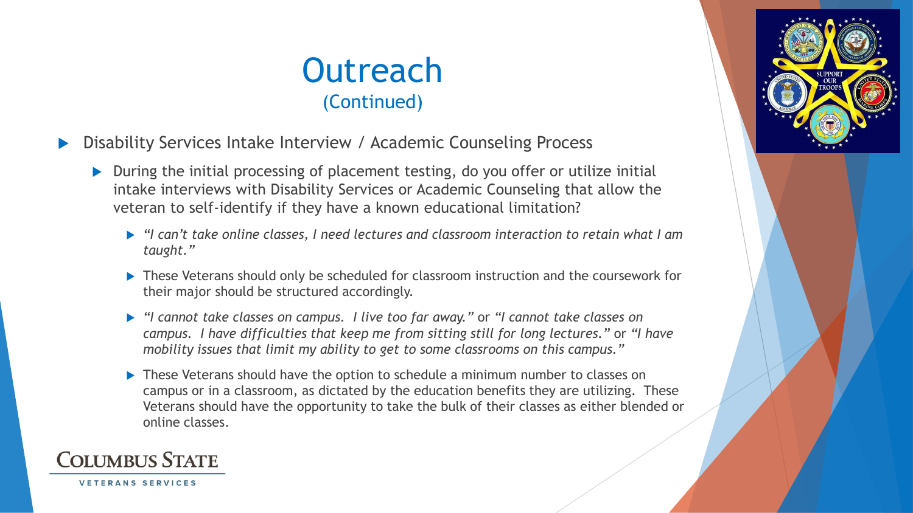# Outreach
(Continued)

- Disability Services Intake Interview / Academic Counseling Process
  - During the initial processing of placement testing, do you offer or utilize initial intake interviews with Disability Services or Academic Counseling that allow the veteran to self-identify if they have a known educational limitation?
    - *"I can't take online classes, I need lectures and classroom interaction to retain what I am taught."*
    - These Veterans should only be scheduled for classroom instruction and the coursework for their major should be structured accordingly.
    - *"I cannot take classes on campus. I live too far away."* or *"I cannot take classes on campus. I have difficulties that keep me from sitting still for long lectures."* or *"I have mobility issues that limit my ability to get to some classrooms on this campus."*
    - These Veterans should have the option to schedule a minimum number to classes on campus or in a classroom, as dictated by the education benefits they are utilizing. These Veterans should have the opportunity to take the bulk of their classes as either blended or online classes.

COLUMBUS STATE

VETERANS SERVICES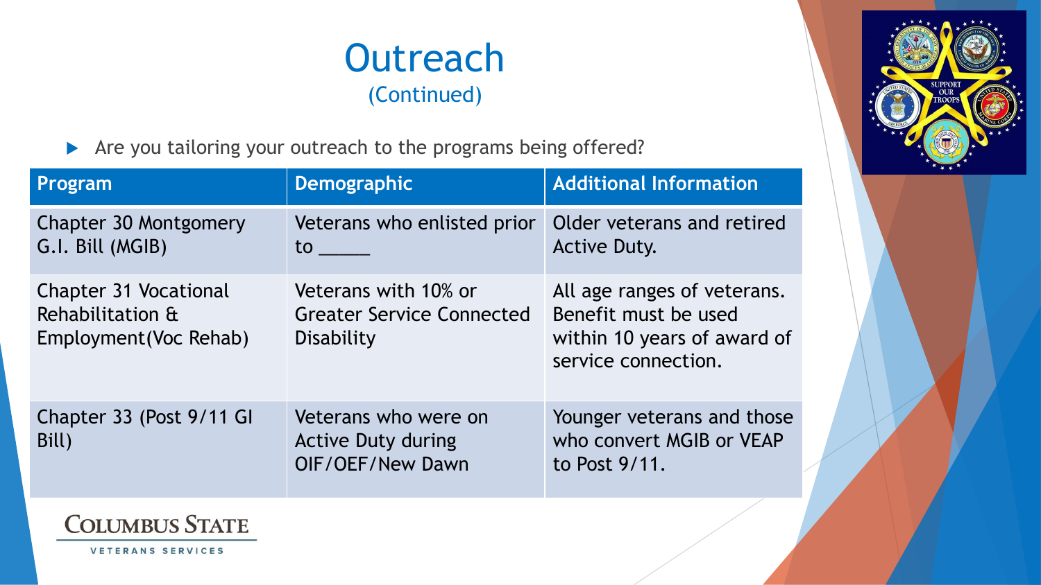# Outreach

(Continued)

- Are you tailoring your outreach to the programs being offered?

| Program | Demographic | Additional Information |
| --- | --- | --- |
| Chapter 30 Montgomery G.I. Bill (MGIB) | Veterans who enlisted prior to _____ | Older veterans and retired Active Duty. |
| Chapter 31 Vocational Rehabilitation & Employment(Voc Rehab) | Veterans with 10% or Greater Service Connected Disability | All age ranges of veterans. Benefit must be used within 10 years of award of service connection. |
| Chapter 33 (Post 9/11 GI Bill) | Veterans who were on Active Duty during OIF/OEF/New Dawn | Younger veterans and those who convert MGIB or VEAP to Post 9/11. |

COLUMBUS STATE

VETERANS SERVICES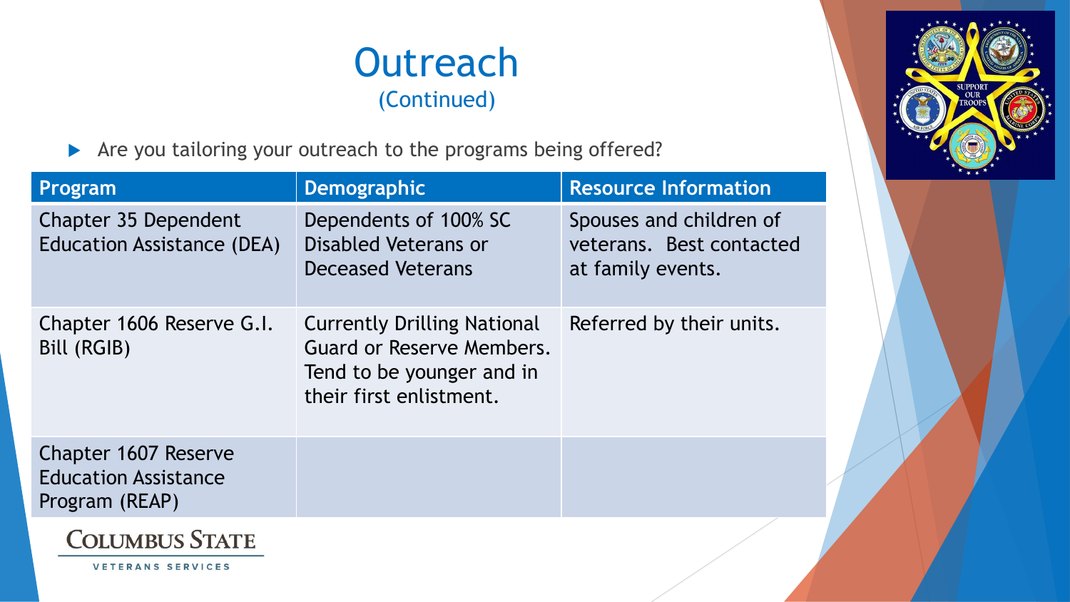# Outreach
(Continued)

- Are you tailoring your outreach to the programs being offered?

| Program | Demographic | Resource Information |
| --- | --- | --- |
| Chapter 35 Dependent Education Assistance (DEA) | Dependents of 100% SC Disabled Veterans or Deceased Veterans | Spouses and children of veterans. Best contacted at family events. |
| Chapter 1606 Reserve G.I. Bill (RGIB) | Currently Drilling National Guard or Reserve Members. Tend to be younger and in their first enlistment. | Referred by their units. |
| Chapter 1607 Reserve Education Assistance Program (REAP) | | |

COLUMBUS STATE
VETERANS SERVICES